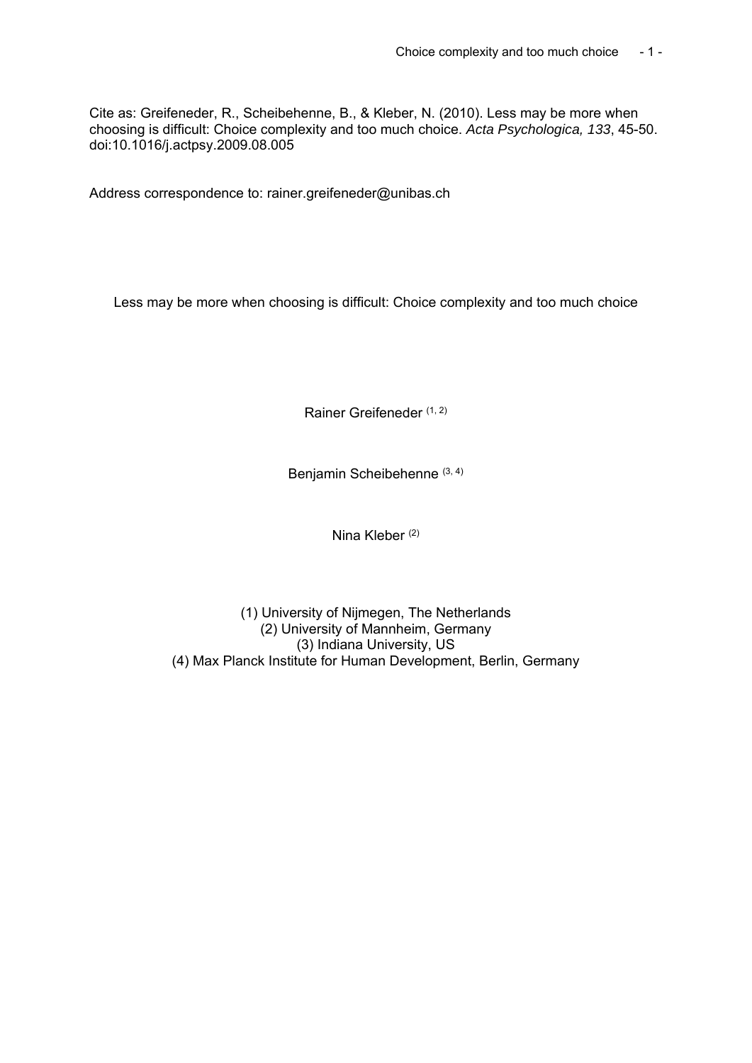Cite as: Greifeneder, R., Scheibehenne, B., & Kleber, N. (2010). Less may be more when choosing is difficult: Choice complexity and too much choice. *Acta Psychologica, 133*, 45-50. doi:10.1016/j.actpsy.2009.08.005

Address correspondence to: rainer.greifeneder@unibas.ch

# Less may be more when choosing is difficult: Choice complexity and too much choice

Rainer Greifeneder [1, 2]

Benjamin Scheibehenne [3, 4]

Nina Kleber [2]

(1) University of Nijmegen, The Netherlands
(2) University of Mannheim, Germany
(3) Indiana University, US
(4) Max Planck Institute for Human Development, Berlin, Germany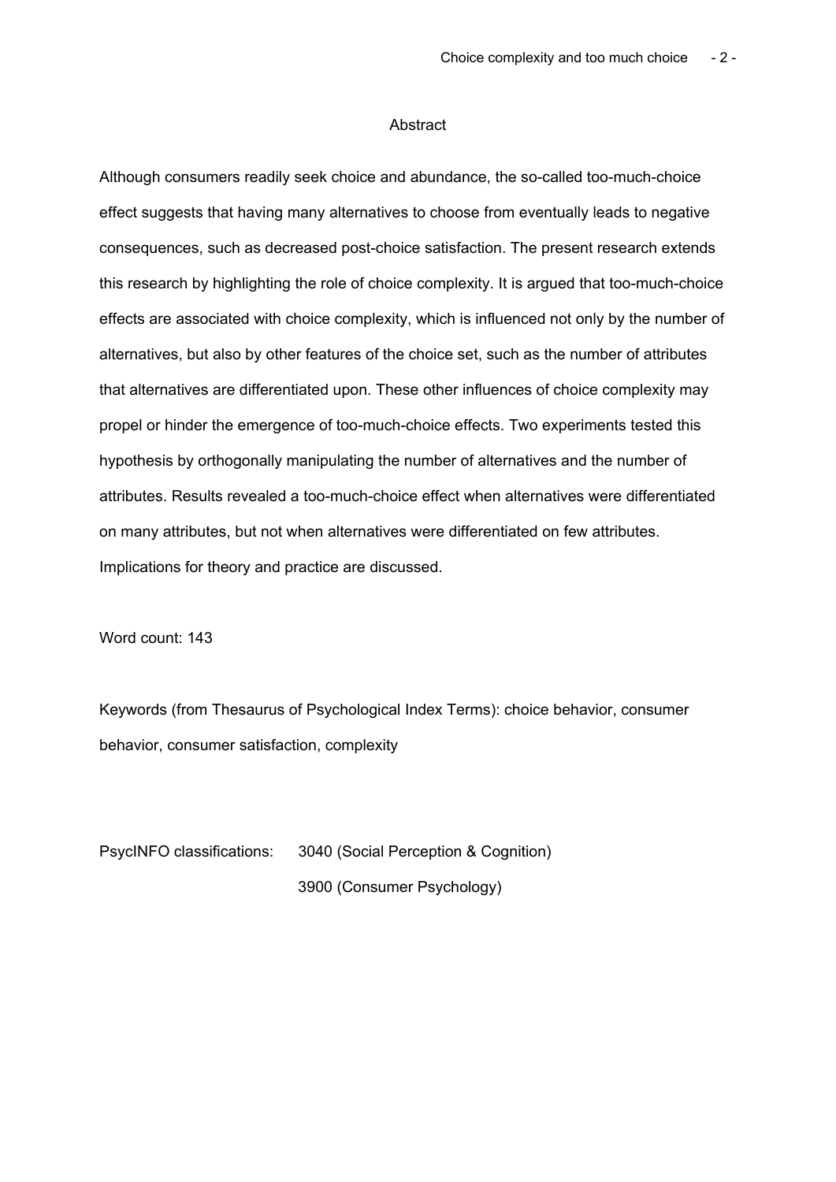# Abstract

Although consumers readily seek choice and abundance, the so-called too-much-choice effect suggests that having many alternatives to choose from eventually leads to negative consequences, such as decreased post-choice satisfaction. The present research extends this research by highlighting the role of choice complexity. It is argued that too-much-choice effects are associated with choice complexity, which is influenced not only by the number of alternatives, but also by other features of the choice set, such as the number of attributes that alternatives are differentiated upon. These other influences of choice complexity may propel or hinder the emergence of too-much-choice effects. Two experiments tested this hypothesis by orthogonally manipulating the number of alternatives and the number of attributes. Results revealed a too-much-choice effect when alternatives were differentiated on many attributes, but not when alternatives were differentiated on few attributes. Implications for theory and practice are discussed.

Word count: 143

Keywords (from Thesaurus of Psychological Index Terms): choice behavior, consumer behavior, consumer satisfaction, complexity

PsycINFO classifications: 3040 (Social Perception & Cognition)
3900 (Consumer Psychology)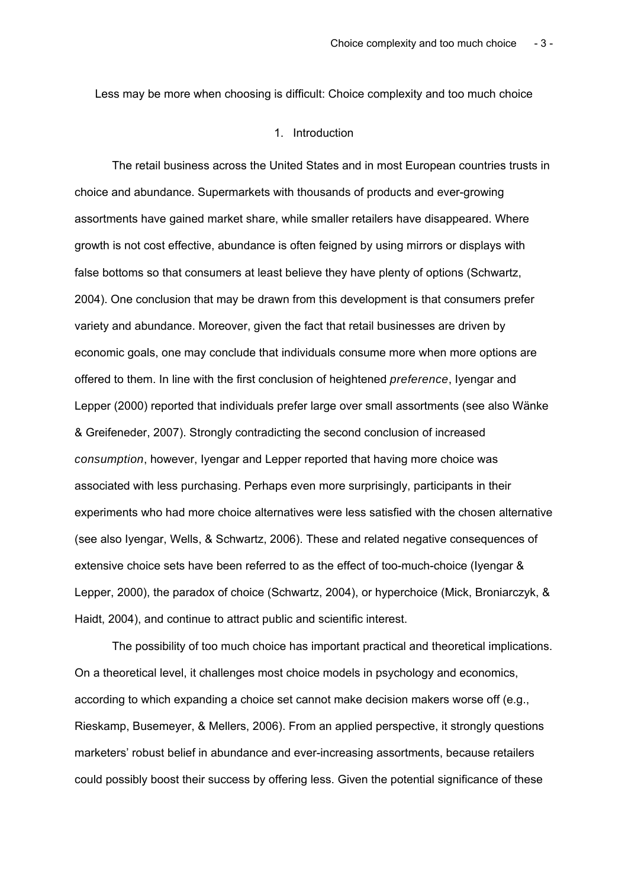Less may be more when choosing is difficult: Choice complexity and too much choice

## 1. Introduction

The retail business across the United States and in most European countries trusts in choice and abundance. Supermarkets with thousands of products and ever-growing assortments have gained market share, while smaller retailers have disappeared. Where growth is not cost effective, abundance is often feigned by using mirrors or displays with false bottoms so that consumers at least believe they have plenty of options (Schwartz, 2004). One conclusion that may be drawn from this development is that consumers prefer variety and abundance. Moreover, given the fact that retail businesses are driven by economic goals, one may conclude that individuals consume more when more options are offered to them. In line with the first conclusion of heightened *preference*, Iyengar and Lepper (2000) reported that individuals prefer large over small assortments (see also Wänke & Greifeneder, 2007). Strongly contradicting the second conclusion of increased *consumption*, however, Iyengar and Lepper reported that having more choice was associated with less purchasing. Perhaps even more surprisingly, participants in their experiments who had more choice alternatives were less satisfied with the chosen alternative (see also Iyengar, Wells, & Schwartz, 2006). These and related negative consequences of extensive choice sets have been referred to as the effect of too-much-choice (Iyengar & Lepper, 2000), the paradox of choice (Schwartz, 2004), or hyperchoice (Mick, Broniarczyk, & Haidt, 2004), and continue to attract public and scientific interest.

The possibility of too much choice has important practical and theoretical implications. On a theoretical level, it challenges most choice models in psychology and economics, according to which expanding a choice set cannot make decision makers worse off (e.g., Rieskamp, Busemeyer, & Mellers, 2006). From an applied perspective, it strongly questions marketers' robust belief in abundance and ever-increasing assortments, because retailers could possibly boost their success by offering less. Given the potential significance of these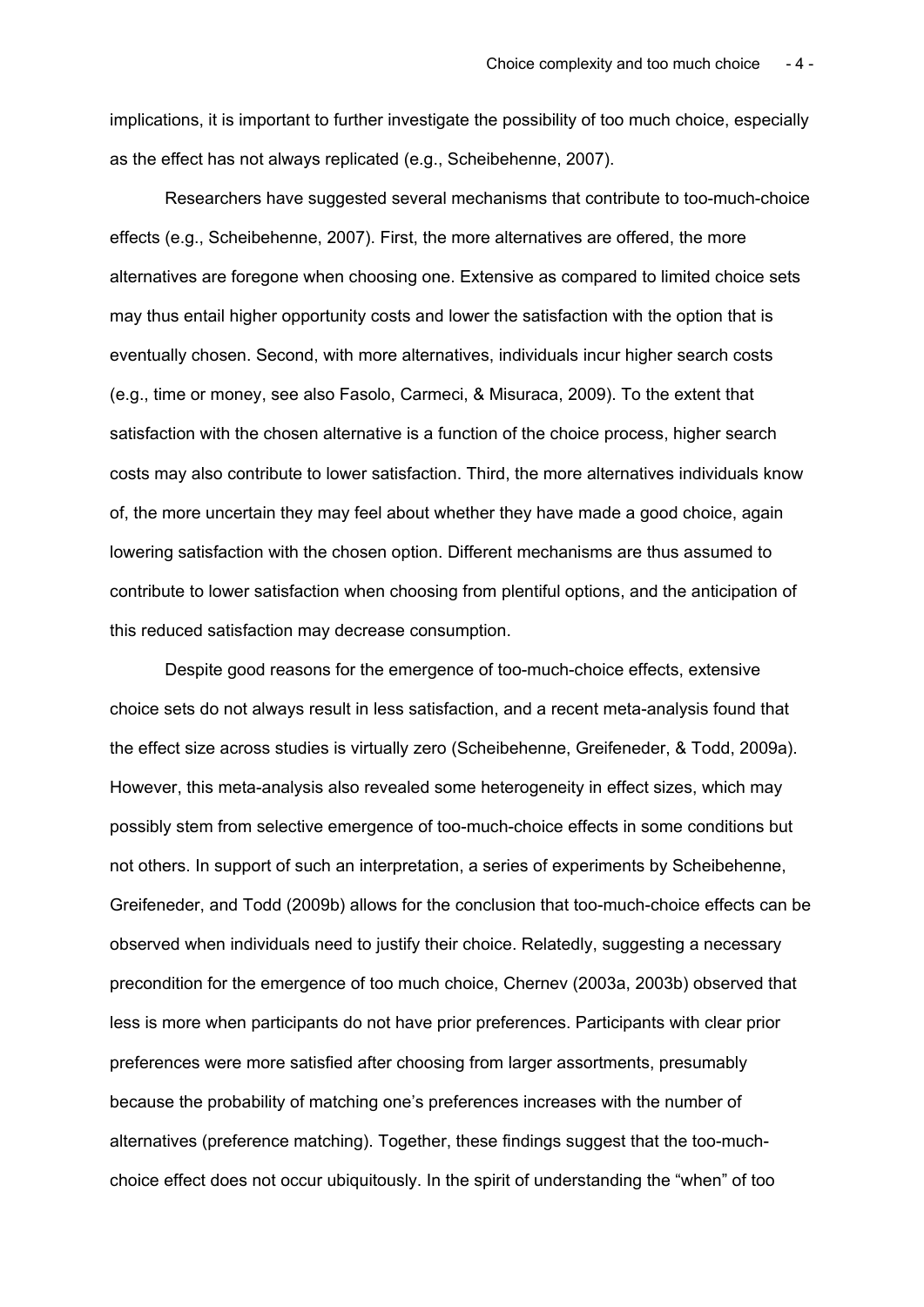implications, it is important to further investigate the possibility of too much choice, especially as the effect has not always replicated (e.g., Scheibehenne, 2007).

Researchers have suggested several mechanisms that contribute to too-much-choice effects (e.g., Scheibehenne, 2007). First, the more alternatives are offered, the more alternatives are foregone when choosing one. Extensive as compared to limited choice sets may thus entail higher opportunity costs and lower the satisfaction with the option that is eventually chosen. Second, with more alternatives, individuals incur higher search costs (e.g., time or money, see also Fasolo, Carmeci, & Misuraca, 2009). To the extent that satisfaction with the chosen alternative is a function of the choice process, higher search costs may also contribute to lower satisfaction. Third, the more alternatives individuals know of, the more uncertain they may feel about whether they have made a good choice, again lowering satisfaction with the chosen option. Different mechanisms are thus assumed to contribute to lower satisfaction when choosing from plentiful options, and the anticipation of this reduced satisfaction may decrease consumption.

Despite good reasons for the emergence of too-much-choice effects, extensive choice sets do not always result in less satisfaction, and a recent meta-analysis found that the effect size across studies is virtually zero (Scheibehenne, Greifeneder, & Todd, 2009a). However, this meta-analysis also revealed some heterogeneity in effect sizes, which may possibly stem from selective emergence of too-much-choice effects in some conditions but not others. In support of such an interpretation, a series of experiments by Scheibehenne, Greifeneder, and Todd (2009b) allows for the conclusion that too-much-choice effects can be observed when individuals need to justify their choice. Relatedly, suggesting a necessary precondition for the emergence of too much choice, Chernev (2003a, 2003b) observed that less is more when participants do not have prior preferences. Participants with clear prior preferences were more satisfied after choosing from larger assortments, presumably because the probability of matching one's preferences increases with the number of alternatives (preference matching). Together, these findings suggest that the too-much-choice effect does not occur ubiquitously. In the spirit of understanding the "when" of too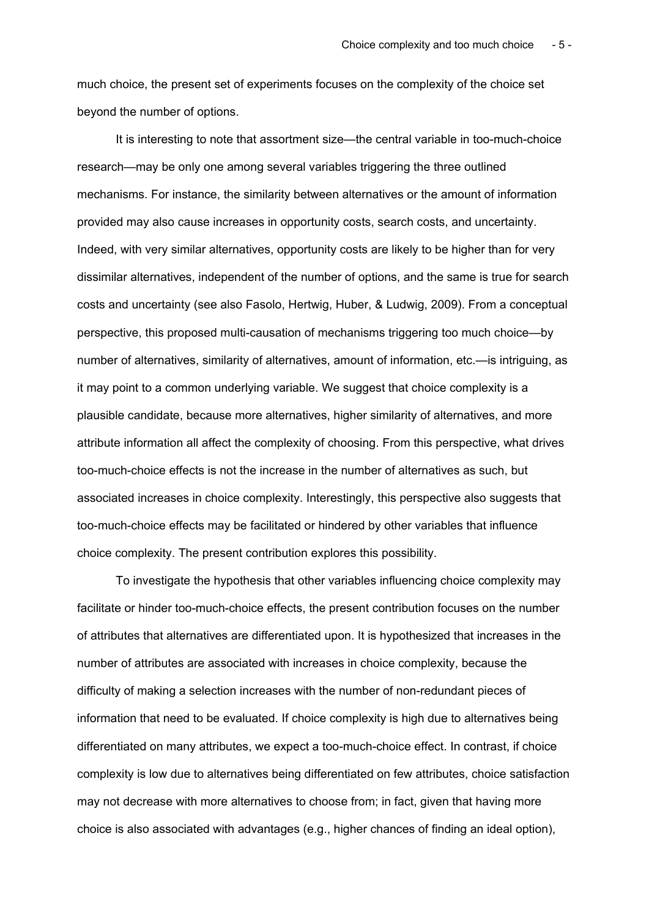much choice, the present set of experiments focuses on the complexity of the choice set beyond the number of options.

It is interesting to note that assortment size—the central variable in too-much-choice research—may be only one among several variables triggering the three outlined mechanisms. For instance, the similarity between alternatives or the amount of information provided may also cause increases in opportunity costs, search costs, and uncertainty. Indeed, with very similar alternatives, opportunity costs are likely to be higher than for very dissimilar alternatives, independent of the number of options, and the same is true for search costs and uncertainty (see also Fasolo, Hertwig, Huber, & Ludwig, 2009). From a conceptual perspective, this proposed multi-causation of mechanisms triggering too much choice—by number of alternatives, similarity of alternatives, amount of information, etc.—is intriguing, as it may point to a common underlying variable. We suggest that choice complexity is a plausible candidate, because more alternatives, higher similarity of alternatives, and more attribute information all affect the complexity of choosing. From this perspective, what drives too-much-choice effects is not the increase in the number of alternatives as such, but associated increases in choice complexity. Interestingly, this perspective also suggests that too-much-choice effects may be facilitated or hindered by other variables that influence choice complexity. The present contribution explores this possibility.

To investigate the hypothesis that other variables influencing choice complexity may facilitate or hinder too-much-choice effects, the present contribution focuses on the number of attributes that alternatives are differentiated upon. It is hypothesized that increases in the number of attributes are associated with increases in choice complexity, because the difficulty of making a selection increases with the number of non-redundant pieces of information that need to be evaluated. If choice complexity is high due to alternatives being differentiated on many attributes, we expect a too-much-choice effect. In contrast, if choice complexity is low due to alternatives being differentiated on few attributes, choice satisfaction may not decrease with more alternatives to choose from; in fact, given that having more choice is also associated with advantages (e.g., higher chances of finding an ideal option),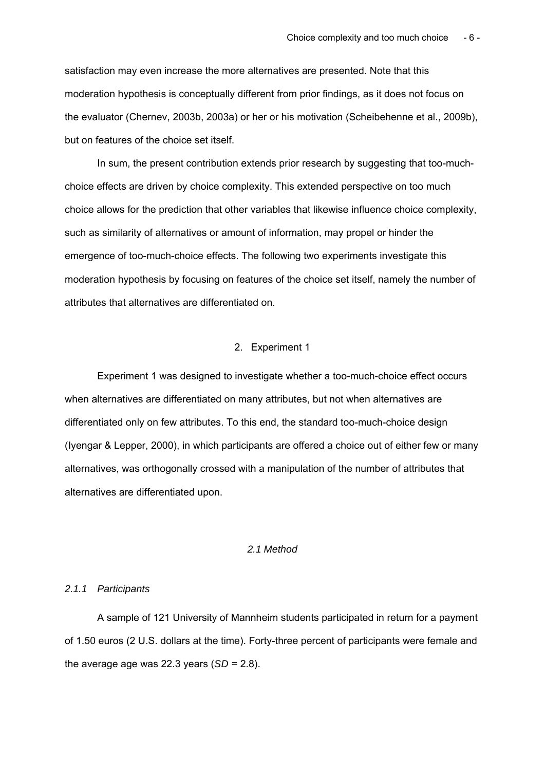satisfaction may even increase the more alternatives are presented. Note that this moderation hypothesis is conceptually different from prior findings, as it does not focus on the evaluator (Chernev, 2003b, 2003a) or her or his motivation (Scheibehenne et al., 2009b), but on features of the choice set itself.

In sum, the present contribution extends prior research by suggesting that too-much-choice effects are driven by choice complexity. This extended perspective on too much choice allows for the prediction that other variables that likewise influence choice complexity, such as similarity of alternatives or amount of information, may propel or hinder the emergence of too-much-choice effects. The following two experiments investigate this moderation hypothesis by focusing on features of the choice set itself, namely the number of attributes that alternatives are differentiated on.

## 2. Experiment 1

Experiment 1 was designed to investigate whether a too-much-choice effect occurs when alternatives are differentiated on many attributes, but not when alternatives are differentiated only on few attributes. To this end, the standard too-much-choice design (Iyengar & Lepper, 2000), in which participants are offered a choice out of either few or many alternatives, was orthogonally crossed with a manipulation of the number of attributes that alternatives are differentiated upon.

### *2.1 Method*

#### *2.1.1 Participants*

A sample of 121 University of Mannheim students participated in return for a payment of 1.50 euros (2 U.S. dollars at the time). Forty-three percent of participants were female and the average age was 22.3 years (*SD* = 2.8).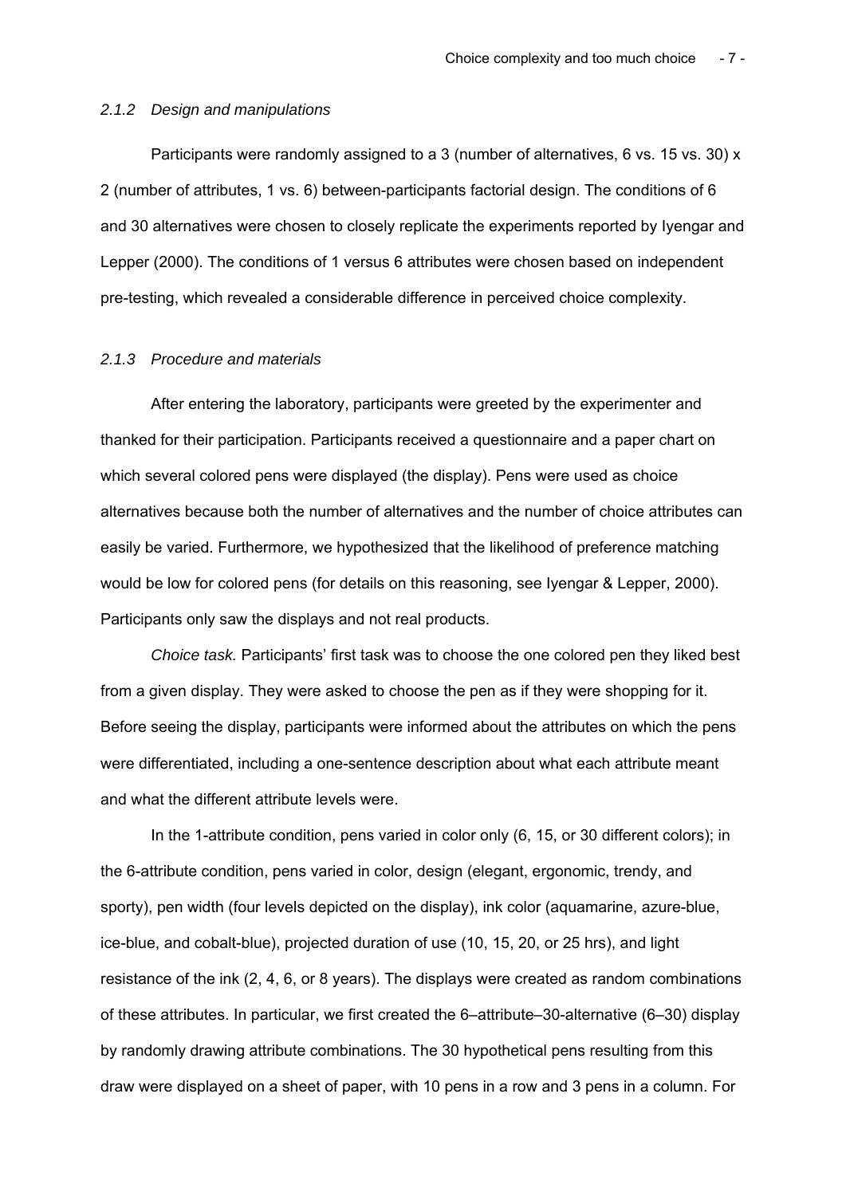### *2.1.2 Design and manipulations*

Participants were randomly assigned to a 3 (number of alternatives, 6 vs. 15 vs. 30) x 2 (number of attributes, 1 vs. 6) between-participants factorial design. The conditions of 6 and 30 alternatives were chosen to closely replicate the experiments reported by Iyengar and Lepper (2000). The conditions of 1 versus 6 attributes were chosen based on independent pre-testing, which revealed a considerable difference in perceived choice complexity.

### *2.1.3 Procedure and materials*

After entering the laboratory, participants were greeted by the experimenter and thanked for their participation. Participants received a questionnaire and a paper chart on which several colored pens were displayed (the display). Pens were used as choice alternatives because both the number of alternatives and the number of choice attributes can easily be varied. Furthermore, we hypothesized that the likelihood of preference matching would be low for colored pens (for details on this reasoning, see Iyengar & Lepper, 2000). Participants only saw the displays and not real products.

*Choice task.* Participants' first task was to choose the one colored pen they liked best from a given display. They were asked to choose the pen as if they were shopping for it. Before seeing the display, participants were informed about the attributes on which the pens were differentiated, including a one-sentence description about what each attribute meant and what the different attribute levels were.

In the 1-attribute condition, pens varied in color only (6, 15, or 30 different colors); in the 6-attribute condition, pens varied in color, design (elegant, ergonomic, trendy, and sporty), pen width (four levels depicted on the display), ink color (aquamarine, azure-blue, ice-blue, and cobalt-blue), projected duration of use (10, 15, 20, or 25 hrs), and light resistance of the ink (2, 4, 6, or 8 years). The displays were created as random combinations of these attributes. In particular, we first created the 6–attribute–30-alternative (6–30) display by randomly drawing attribute combinations. The 30 hypothetical pens resulting from this draw were displayed on a sheet of paper, with 10 pens in a row and 3 pens in a column. For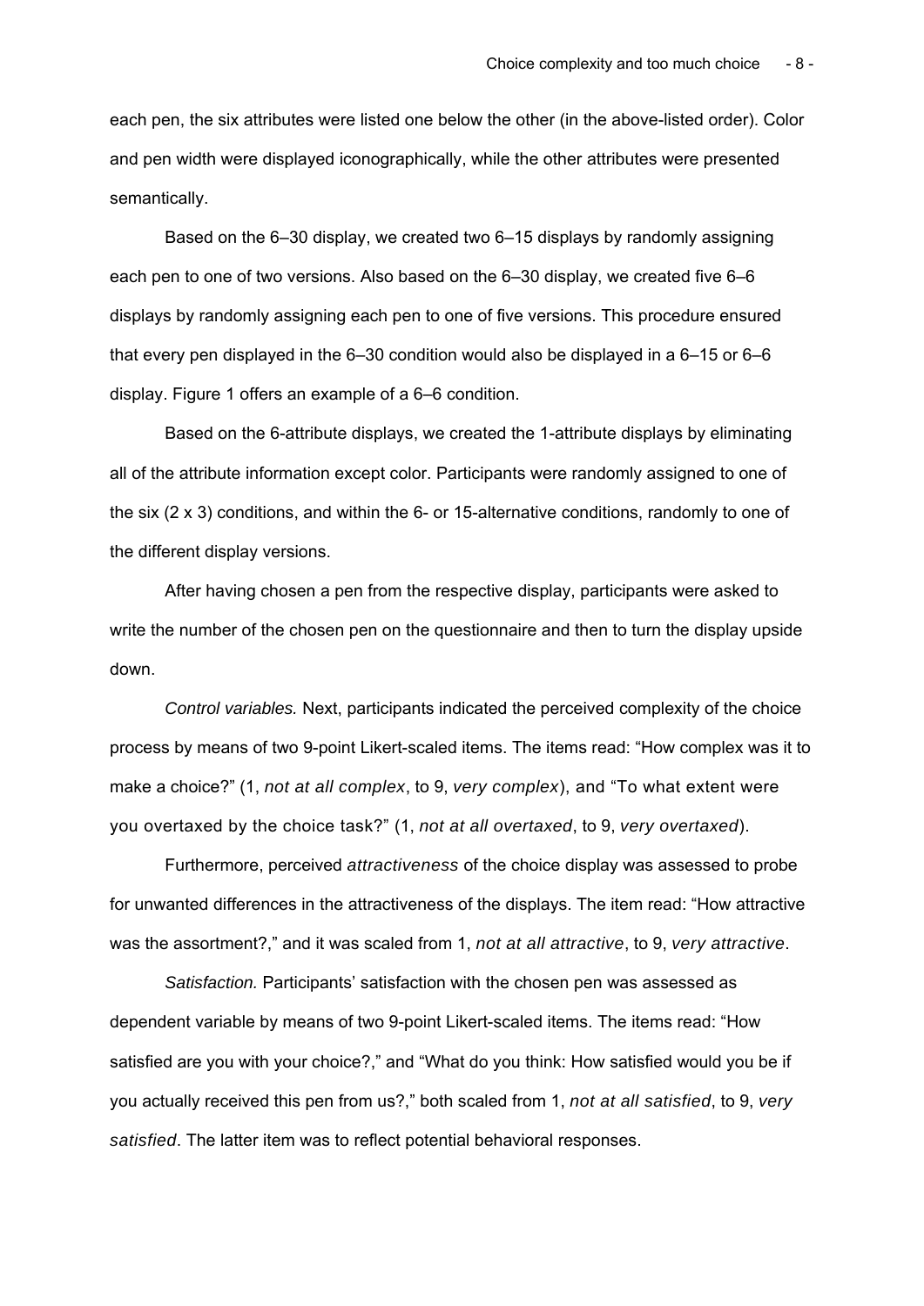each pen, the six attributes were listed one below the other (in the above-listed order). Color and pen width were displayed iconographically, while the other attributes were presented semantically.

Based on the 6–30 display, we created two 6–15 displays by randomly assigning each pen to one of two versions. Also based on the 6–30 display, we created five 6–6 displays by randomly assigning each pen to one of five versions. This procedure ensured that every pen displayed in the 6–30 condition would also be displayed in a 6–15 or 6–6 display. Figure 1 offers an example of a 6–6 condition.

Based on the 6-attribute displays, we created the 1-attribute displays by eliminating all of the attribute information except color. Participants were randomly assigned to one of the six (2 x 3) conditions, and within the 6- or 15-alternative conditions, randomly to one of the different display versions.

After having chosen a pen from the respective display, participants were asked to write the number of the chosen pen on the questionnaire and then to turn the display upside down.

*Control variables.* Next, participants indicated the perceived complexity of the choice process by means of two 9-point Likert-scaled items. The items read: “How complex was it to make a choice?” (1, *not at all complex*, to 9, *very complex*), and “To what extent were you overtaxed by the choice task?” (1, *not at all overtaxed*, to 9, *very overtaxed*).

Furthermore, perceived *attractiveness* of the choice display was assessed to probe for unwanted differences in the attractiveness of the displays. The item read: “How attractive was the assortment?,” and it was scaled from 1, *not at all attractive*, to 9, *very attractive*.

*Satisfaction.* Participants' satisfaction with the chosen pen was assessed as dependent variable by means of two 9-point Likert-scaled items. The items read: “How satisfied are you with your choice?,” and “What do you think: How satisfied would you be if you actually received this pen from us?,” both scaled from 1, *not at all satisfied*, to 9, *very satisfied*. The latter item was to reflect potential behavioral responses.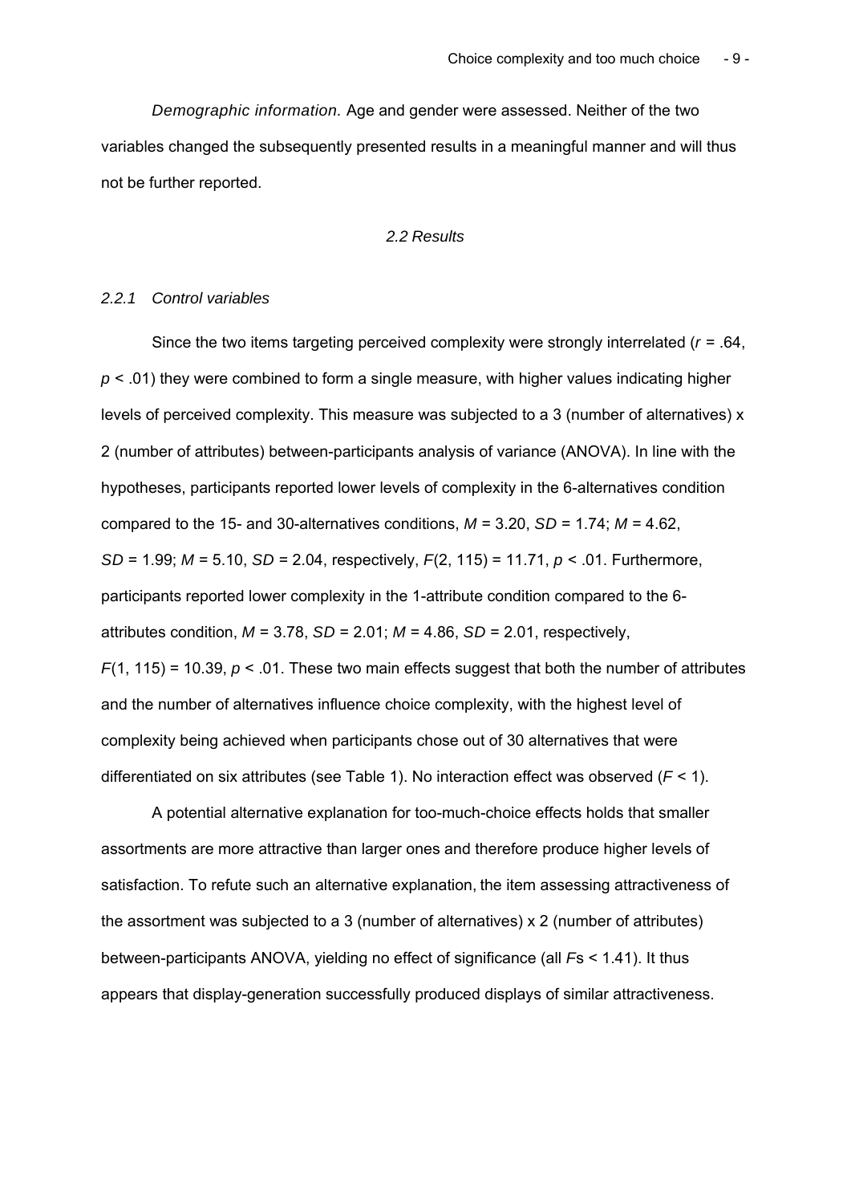*Demographic information.* Age and gender were assessed. Neither of the two variables changed the subsequently presented results in a meaningful manner and will thus not be further reported.

### *2.2 Results*

#### *2.2.1 Control variables*

Since the two items targeting perceived complexity were strongly interrelated ($r$ = .64, $p$ < .01) they were combined to form a single measure, with higher values indicating higher levels of perceived complexity. This measure was subjected to a 3 (number of alternatives) x 2 (number of attributes) between-participants analysis of variance (ANOVA). In line with the hypotheses, participants reported lower levels of complexity in the 6-alternatives condition compared to the 15- and 30-alternatives conditions, $M$ = 3.20, $SD$ = 1.74; $M$ = 4.62, $SD$ = 1.99; $M$ = 5.10, $SD$ = 2.04, respectively, $F(2, 115) = 11.71$, $p$ < .01. Furthermore, participants reported lower complexity in the 1-attribute condition compared to the 6-attributes condition, $M$ = 3.78, $SD$ = 2.01; $M$ = 4.86, $SD$ = 2.01, respectively, $F(1, 115) = 10.39$, $p$ < .01. These two main effects suggest that both the number of attributes and the number of alternatives influence choice complexity, with the highest level of complexity being achieved when participants chose out of 30 alternatives that were differentiated on six attributes (see Table 1). No interaction effect was observed ($F$ < 1).

A potential alternative explanation for too-much-choice effects holds that smaller assortments are more attractive than larger ones and therefore produce higher levels of satisfaction. To refute such an alternative explanation, the item assessing attractiveness of the assortment was subjected to a 3 (number of alternatives) x 2 (number of attributes) between-participants ANOVA, yielding no effect of significance (all $F$s < 1.41). It thus appears that display-generation successfully produced displays of similar attractiveness.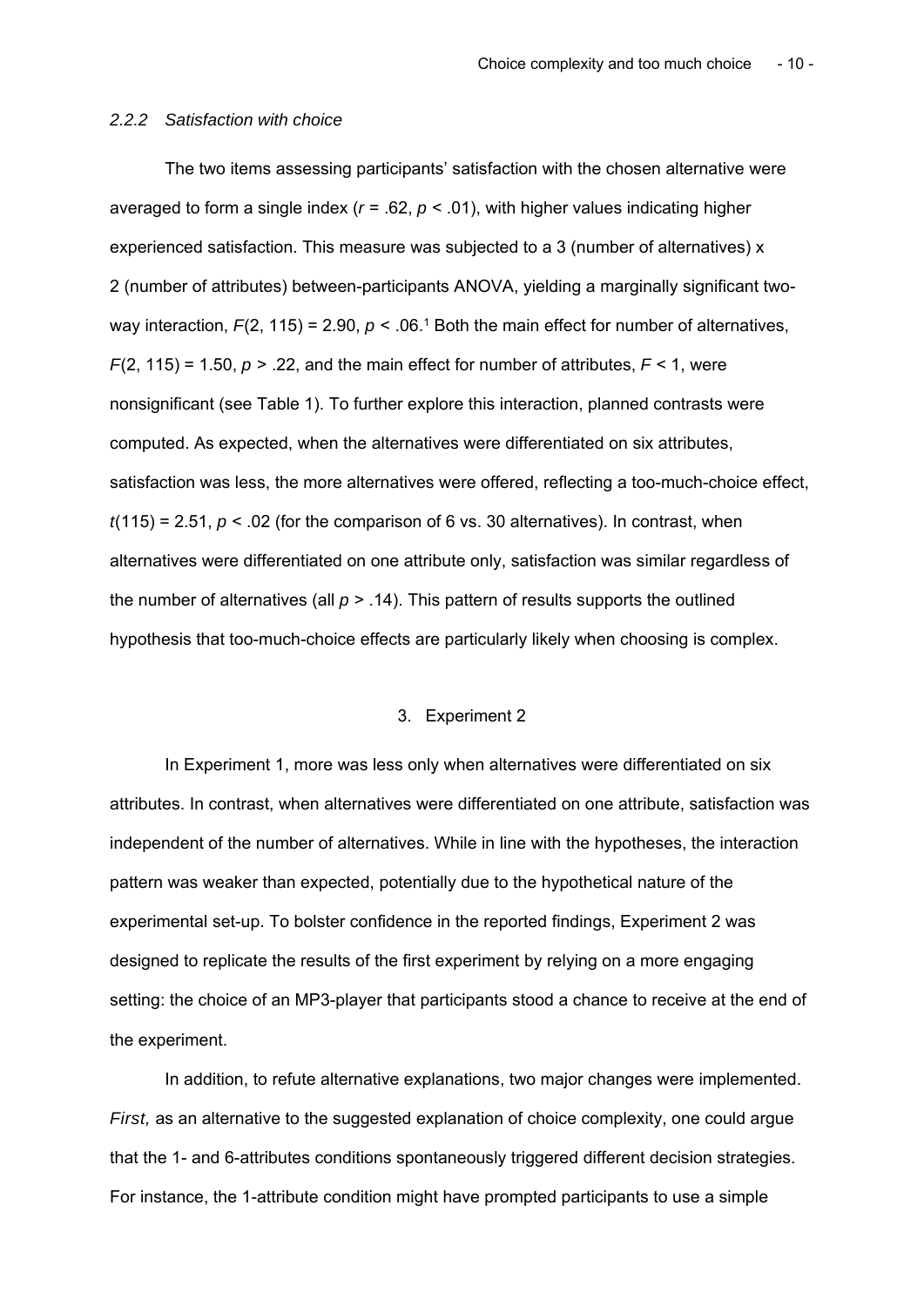### *2.2.2 Satisfaction with choice*

The two items assessing participants' satisfaction with the chosen alternative were averaged to form a single index ($r = .62$, $p < .01$), with higher values indicating higher experienced satisfaction. This measure was subjected to a 3 (number of alternatives) x 2 (number of attributes) between-participants ANOVA, yielding a marginally significant two-way interaction, $F(2, 115) = 2.90$, $p < .06$.[1] Both the main effect for number of alternatives, $F(2, 115) = 1.50$, $p > .22$, and the main effect for number of attributes, $F < 1$, were nonsignificant (see Table 1). To further explore this interaction, planned contrasts were computed. As expected, when the alternatives were differentiated on six attributes, satisfaction was less, the more alternatives were offered, reflecting a too-much-choice effect, $t(115) = 2.51$, $p < .02$ (for the comparison of 6 vs. 30 alternatives). In contrast, when alternatives were differentiated on one attribute only, satisfaction was similar regardless of the number of alternatives (all $p > .14$). This pattern of results supports the outlined hypothesis that too-much-choice effects are particularly likely when choosing is complex.

## 3. Experiment 2

In Experiment 1, more was less only when alternatives were differentiated on six attributes. In contrast, when alternatives were differentiated on one attribute, satisfaction was independent of the number of alternatives. While in line with the hypotheses, the interaction pattern was weaker than expected, potentially due to the hypothetical nature of the experimental set-up. To bolster confidence in the reported findings, Experiment 2 was designed to replicate the results of the first experiment by relying on a more engaging setting: the choice of an MP3-player that participants stood a chance to receive at the end of the experiment.

In addition, to refute alternative explanations, two major changes were implemented. *First,* as an alternative to the suggested explanation of choice complexity, one could argue that the 1- and 6-attributes conditions spontaneously triggered different decision strategies. For instance, the 1-attribute condition might have prompted participants to use a simple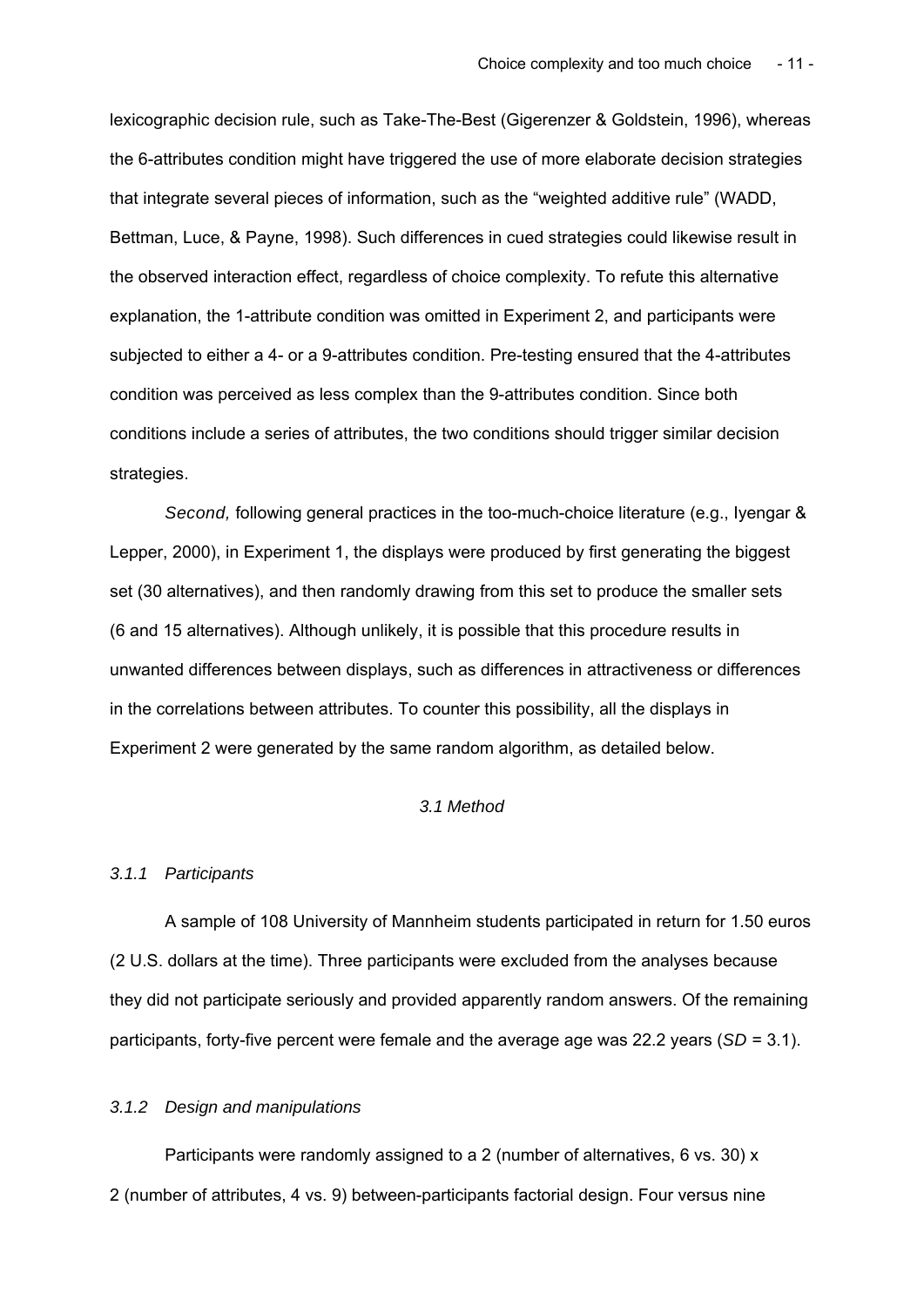lexicographic decision rule, such as Take-The-Best (Gigerenzer & Goldstein, 1996), whereas the 6-attributes condition might have triggered the use of more elaborate decision strategies that integrate several pieces of information, such as the "weighted additive rule" (WADD, Bettman, Luce, & Payne, 1998). Such differences in cued strategies could likewise result in the observed interaction effect, regardless of choice complexity. To refute this alternative explanation, the 1-attribute condition was omitted in Experiment 2, and participants were subjected to either a 4- or a 9-attributes condition. Pre-testing ensured that the 4-attributes condition was perceived as less complex than the 9-attributes condition. Since both conditions include a series of attributes, the two conditions should trigger similar decision strategies.

*Second,* following general practices in the too-much-choice literature (e.g., Iyengar & Lepper, 2000), in Experiment 1, the displays were produced by first generating the biggest set (30 alternatives), and then randomly drawing from this set to produce the smaller sets (6 and 15 alternatives). Although unlikely, it is possible that this procedure results in unwanted differences between displays, such as differences in attractiveness or differences in the correlations between attributes. To counter this possibility, all the displays in Experiment 2 were generated by the same random algorithm, as detailed below.

### *3.1 Method*

#### *3.1.1 Participants*

A sample of 108 University of Mannheim students participated in return for 1.50 euros (2 U.S. dollars at the time). Three participants were excluded from the analyses because they did not participate seriously and provided apparently random answers. Of the remaining participants, forty-five percent were female and the average age was 22.2 years (*SD* = 3.1).

#### *3.1.2 Design and manipulations*

Participants were randomly assigned to a 2 (number of alternatives, 6 vs. 30) x 2 (number of attributes, 4 vs. 9) between-participants factorial design. Four versus nine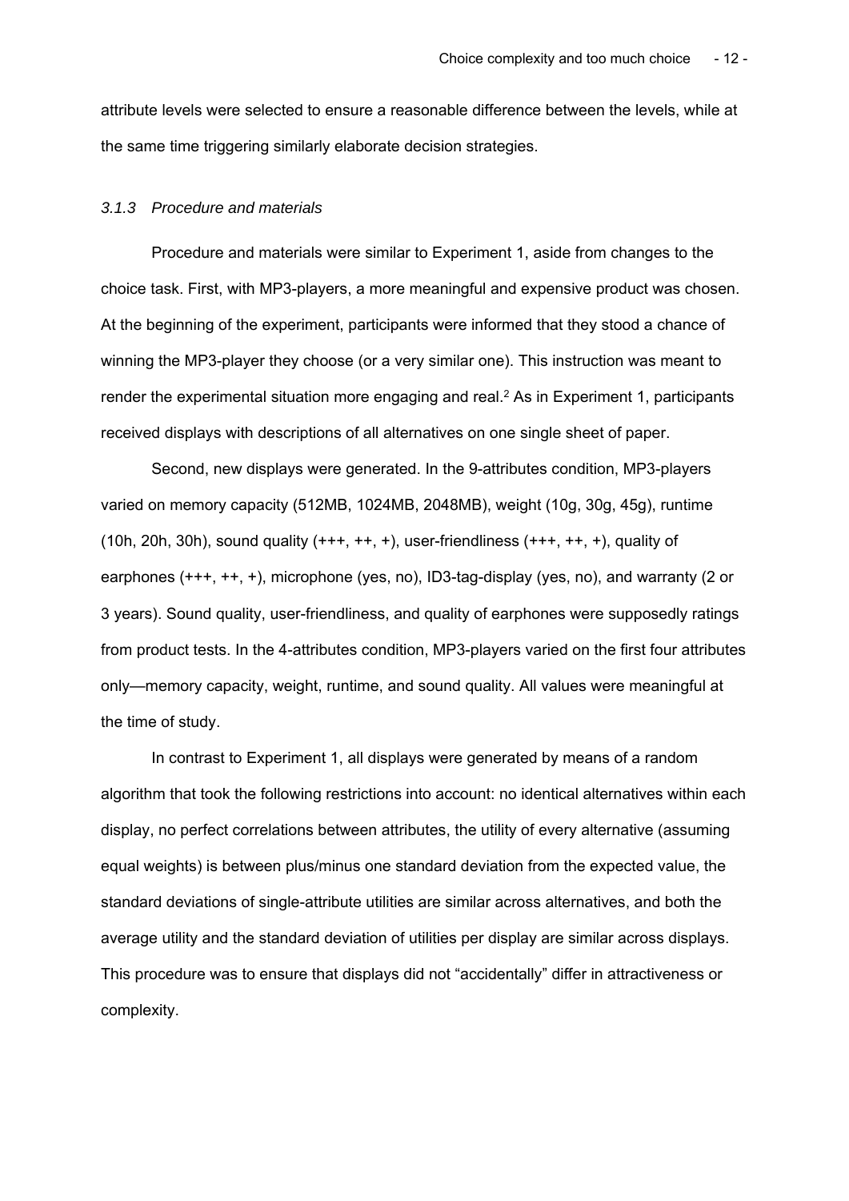attribute levels were selected to ensure a reasonable difference between the levels, while at the same time triggering similarly elaborate decision strategies.

### *3.1.3 Procedure and materials*

Procedure and materials were similar to Experiment 1, aside from changes to the choice task. First, with MP3-players, a more meaningful and expensive product was chosen. At the beginning of the experiment, participants were informed that they stood a chance of winning the MP3-player they choose (or a very similar one). This instruction was meant to render the experimental situation more engaging and real.[2] As in Experiment 1, participants received displays with descriptions of all alternatives on one single sheet of paper.

Second, new displays were generated. In the 9-attributes condition, MP3-players varied on memory capacity (512MB, 1024MB, 2048MB), weight (10g, 30g, 45g), runtime (10h, 20h, 30h), sound quality (+++, ++, +), user-friendliness (+++, ++, +), quality of earphones (+++, ++, +), microphone (yes, no), ID3-tag-display (yes, no), and warranty (2 or 3 years). Sound quality, user-friendliness, and quality of earphones were supposedly ratings from product tests. In the 4-attributes condition, MP3-players varied on the first four attributes only—memory capacity, weight, runtime, and sound quality. All values were meaningful at the time of study.

In contrast to Experiment 1, all displays were generated by means of a random algorithm that took the following restrictions into account: no identical alternatives within each display, no perfect correlations between attributes, the utility of every alternative (assuming equal weights) is between plus/minus one standard deviation from the expected value, the standard deviations of single-attribute utilities are similar across alternatives, and both the average utility and the standard deviation of utilities per display are similar across displays. This procedure was to ensure that displays did not "accidentally" differ in attractiveness or complexity.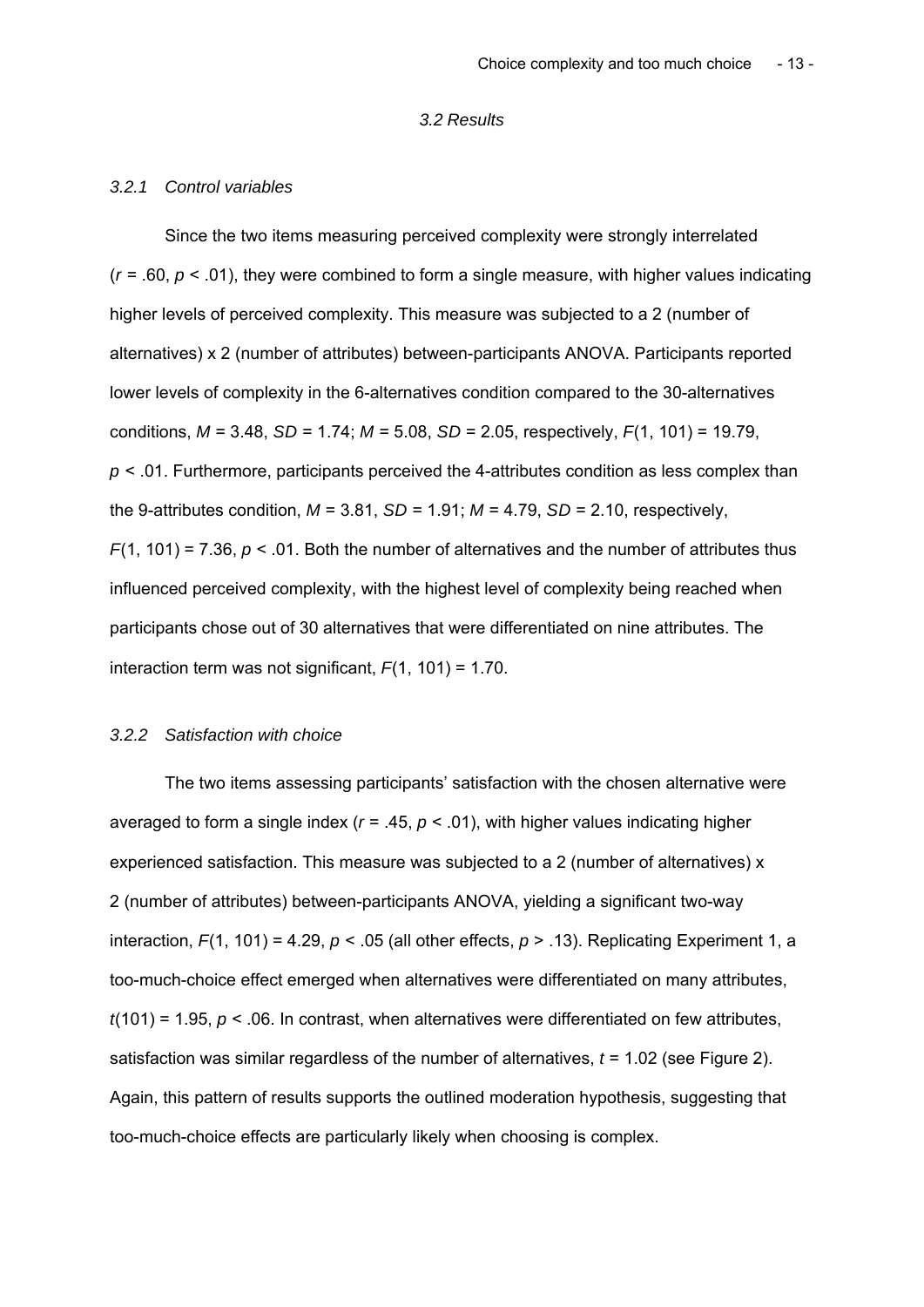### *3.2 Results*

#### *3.2.1 Control variables*

Since the two items measuring perceived complexity were strongly interrelated ($r$ = .60, $p$ < .01), they were combined to form a single measure, with higher values indicating higher levels of perceived complexity. This measure was subjected to a 2 (number of alternatives) x 2 (number of attributes) between-participants ANOVA. Participants reported lower levels of complexity in the 6-alternatives condition compared to the 30-alternatives conditions, $M$ = 3.48, $SD$ = 1.74; $M$ = 5.08, $SD$ = 2.05, respectively, $F(1, 101)$ = 19.79, $p$ < .01. Furthermore, participants perceived the 4-attributes condition as less complex than the 9-attributes condition, $M$ = 3.81, $SD$ = 1.91; $M$ = 4.79, $SD$ = 2.10, respectively, $F(1, 101)$ = 7.36, $p$ < .01. Both the number of alternatives and the number of attributes thus influenced perceived complexity, with the highest level of complexity being reached when participants chose out of 30 alternatives that were differentiated on nine attributes. The interaction term was not significant, $F(1, 101)$ = 1.70.

#### *3.2.2 Satisfaction with choice*

The two items assessing participants' satisfaction with the chosen alternative were averaged to form a single index ($r$ = .45, $p$ < .01), with higher values indicating higher experienced satisfaction. This measure was subjected to a 2 (number of alternatives) x 2 (number of attributes) between-participants ANOVA, yielding a significant two-way interaction, $F(1, 101)$ = 4.29, $p$ < .05 (all other effects, $p$ > .13). Replicating Experiment 1, a too-much-choice effect emerged when alternatives were differentiated on many attributes, $t(101)$ = 1.95, $p$ < .06. In contrast, when alternatives were differentiated on few attributes, satisfaction was similar regardless of the number of alternatives, $t$ = 1.02 (see Figure 2). Again, this pattern of results supports the outlined moderation hypothesis, suggesting that too-much-choice effects are particularly likely when choosing is complex.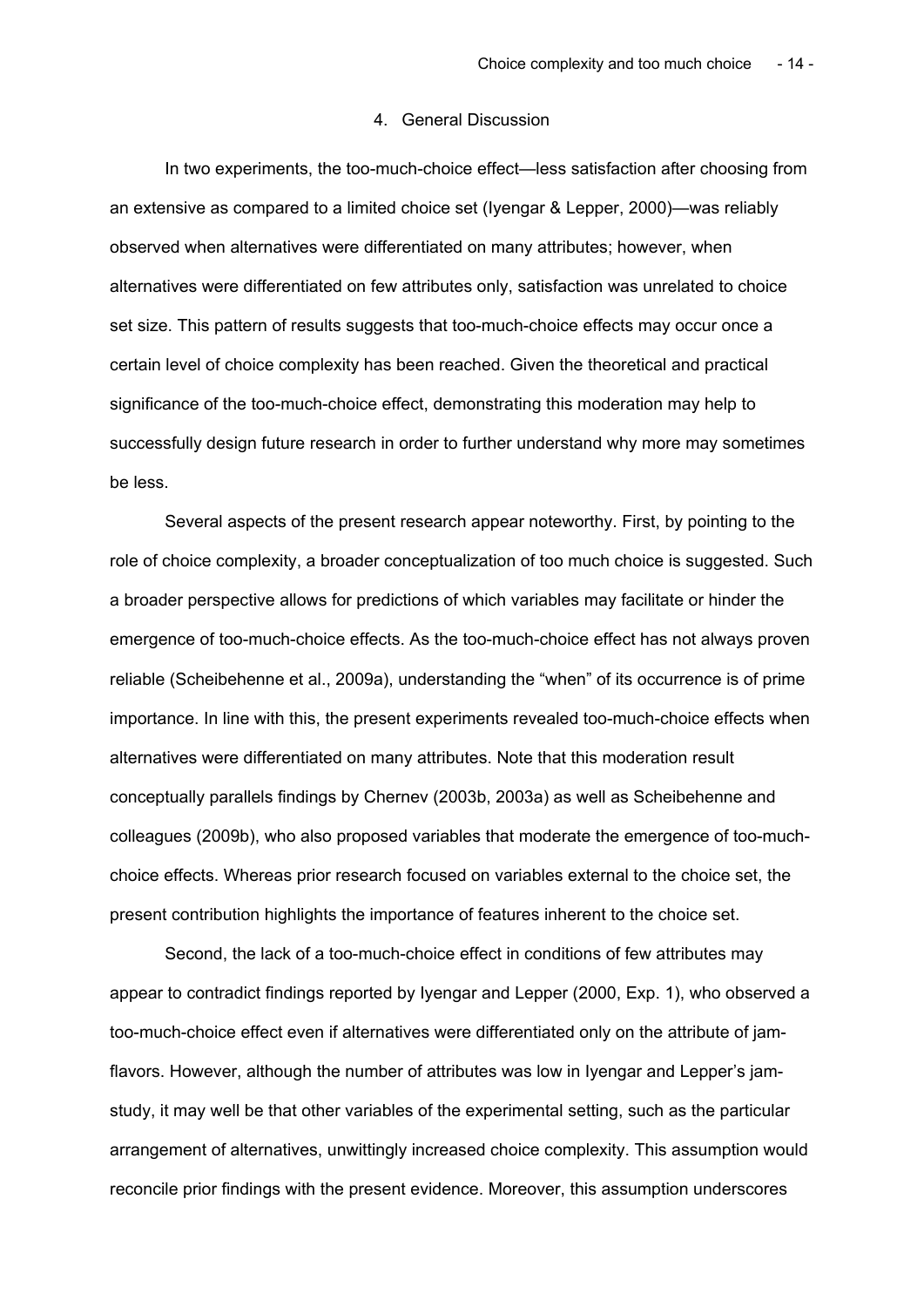## 4. General Discussion

In two experiments, the too-much-choice effect—less satisfaction after choosing from an extensive as compared to a limited choice set (Iyengar & Lepper, 2000)—was reliably observed when alternatives were differentiated on many attributes; however, when alternatives were differentiated on few attributes only, satisfaction was unrelated to choice set size. This pattern of results suggests that too-much-choice effects may occur once a certain level of choice complexity has been reached. Given the theoretical and practical significance of the too-much-choice effect, demonstrating this moderation may help to successfully design future research in order to further understand why more may sometimes be less.

Several aspects of the present research appear noteworthy. First, by pointing to the role of choice complexity, a broader conceptualization of too much choice is suggested. Such a broader perspective allows for predictions of which variables may facilitate or hinder the emergence of too-much-choice effects. As the too-much-choice effect has not always proven reliable (Scheibehenne et al., 2009a), understanding the "when" of its occurrence is of prime importance. In line with this, the present experiments revealed too-much-choice effects when alternatives were differentiated on many attributes. Note that this moderation result conceptually parallels findings by Chernev (2003b, 2003a) as well as Scheibehenne and colleagues (2009b), who also proposed variables that moderate the emergence of too-much-choice effects. Whereas prior research focused on variables external to the choice set, the present contribution highlights the importance of features inherent to the choice set.

Second, the lack of a too-much-choice effect in conditions of few attributes may appear to contradict findings reported by Iyengar and Lepper (2000, Exp. 1), who observed a too-much-choice effect even if alternatives were differentiated only on the attribute of jam-flavors. However, although the number of attributes was low in Iyengar and Lepper's jam-study, it may well be that other variables of the experimental setting, such as the particular arrangement of alternatives, unwittingly increased choice complexity. This assumption would reconcile prior findings with the present evidence. Moreover, this assumption underscores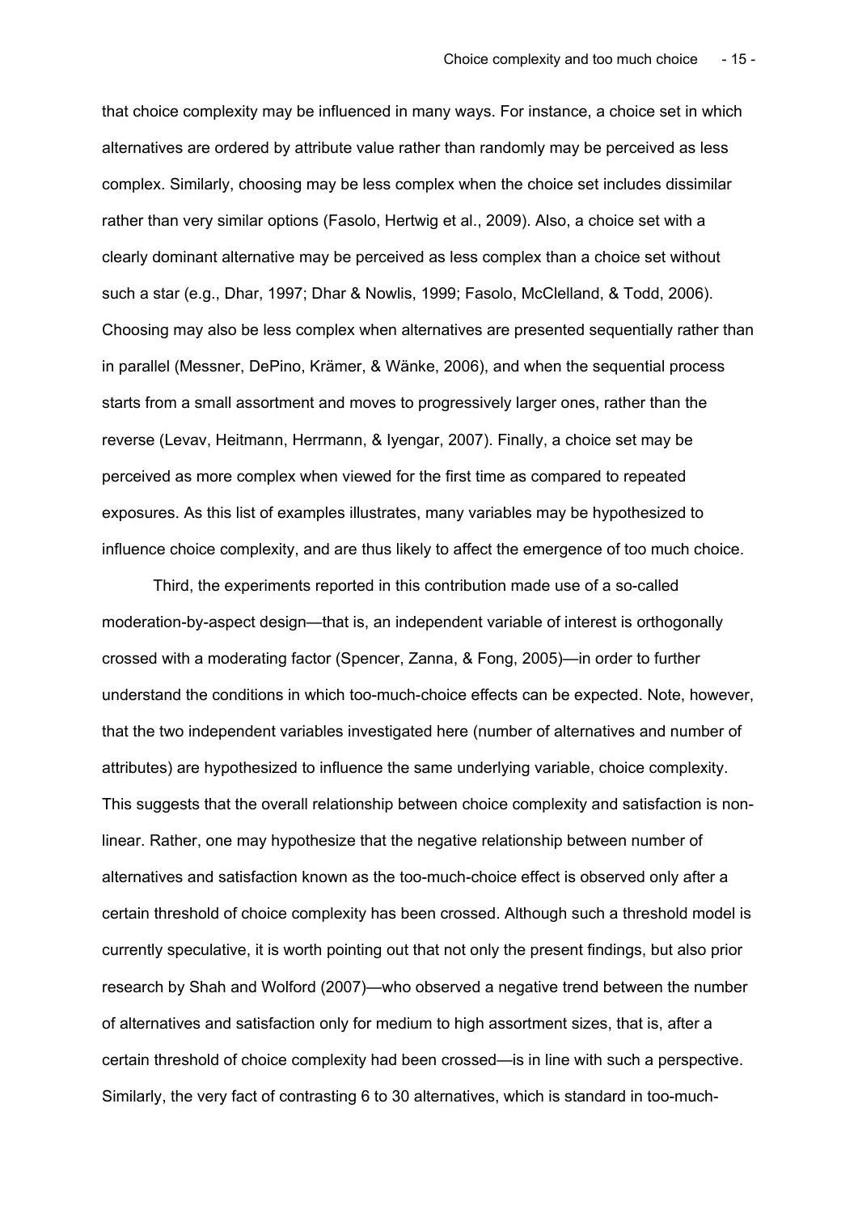that choice complexity may be influenced in many ways. For instance, a choice set in which alternatives are ordered by attribute value rather than randomly may be perceived as less complex. Similarly, choosing may be less complex when the choice set includes dissimilar rather than very similar options (Fasolo, Hertwig et al., 2009). Also, a choice set with a clearly dominant alternative may be perceived as less complex than a choice set without such a star (e.g., Dhar, 1997; Dhar & Nowlis, 1999; Fasolo, McClelland, & Todd, 2006). Choosing may also be less complex when alternatives are presented sequentially rather than in parallel (Messner, DePino, Krämer, & Wänke, 2006), and when the sequential process starts from a small assortment and moves to progressively larger ones, rather than the reverse (Levav, Heitmann, Herrmann, & Iyengar, 2007). Finally, a choice set may be perceived as more complex when viewed for the first time as compared to repeated exposures. As this list of examples illustrates, many variables may be hypothesized to influence choice complexity, and are thus likely to affect the emergence of too much choice.

Third, the experiments reported in this contribution made use of a so-called moderation-by-aspect design—that is, an independent variable of interest is orthogonally crossed with a moderating factor (Spencer, Zanna, & Fong, 2005)—in order to further understand the conditions in which too-much-choice effects can be expected. Note, however, that the two independent variables investigated here (number of alternatives and number of attributes) are hypothesized to influence the same underlying variable, choice complexity. This suggests that the overall relationship between choice complexity and satisfaction is non-linear. Rather, one may hypothesize that the negative relationship between number of alternatives and satisfaction known as the too-much-choice effect is observed only after a certain threshold of choice complexity has been crossed. Although such a threshold model is currently speculative, it is worth pointing out that not only the present findings, but also prior research by Shah and Wolford (2007)—who observed a negative trend between the number of alternatives and satisfaction only for medium to high assortment sizes, that is, after a certain threshold of choice complexity had been crossed—is in line with such a perspective. Similarly, the very fact of contrasting 6 to 30 alternatives, which is standard in too-much-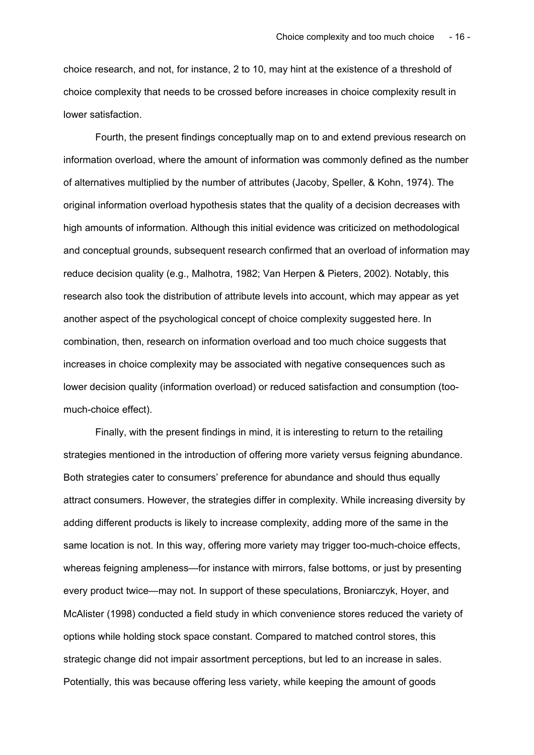choice research, and not, for instance, 2 to 10, may hint at the existence of a threshold of choice complexity that needs to be crossed before increases in choice complexity result in lower satisfaction.

Fourth, the present findings conceptually map on to and extend previous research on information overload, where the amount of information was commonly defined as the number of alternatives multiplied by the number of attributes (Jacoby, Speller, & Kohn, 1974). The original information overload hypothesis states that the quality of a decision decreases with high amounts of information. Although this initial evidence was criticized on methodological and conceptual grounds, subsequent research confirmed that an overload of information may reduce decision quality (e.g., Malhotra, 1982; Van Herpen & Pieters, 2002). Notably, this research also took the distribution of attribute levels into account, which may appear as yet another aspect of the psychological concept of choice complexity suggested here. In combination, then, research on information overload and too much choice suggests that increases in choice complexity may be associated with negative consequences such as lower decision quality (information overload) or reduced satisfaction and consumption (too-much-choice effect).

Finally, with the present findings in mind, it is interesting to return to the retailing strategies mentioned in the introduction of offering more variety versus feigning abundance. Both strategies cater to consumers' preference for abundance and should thus equally attract consumers. However, the strategies differ in complexity. While increasing diversity by adding different products is likely to increase complexity, adding more of the same in the same location is not. In this way, offering more variety may trigger too-much-choice effects, whereas feigning ampleness—for instance with mirrors, false bottoms, or just by presenting every product twice—may not. In support of these speculations, Broniarczyk, Hoyer, and McAlister (1998) conducted a field study in which convenience stores reduced the variety of options while holding stock space constant. Compared to matched control stores, this strategic change did not impair assortment perceptions, but led to an increase in sales. Potentially, this was because offering less variety, while keeping the amount of goods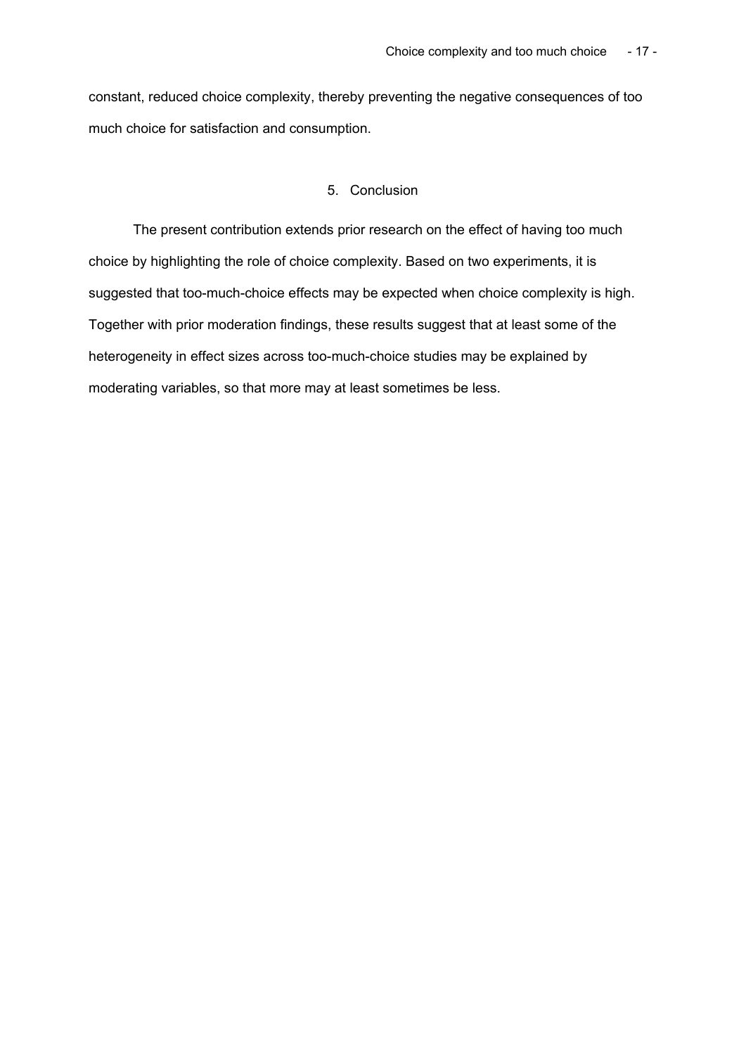constant, reduced choice complexity, thereby preventing the negative consequences of too much choice for satisfaction and consumption.

## 5. Conclusion

The present contribution extends prior research on the effect of having too much choice by highlighting the role of choice complexity. Based on two experiments, it is suggested that too-much-choice effects may be expected when choice complexity is high. Together with prior moderation findings, these results suggest that at least some of the heterogeneity in effect sizes across too-much-choice studies may be explained by moderating variables, so that more may at least sometimes be less.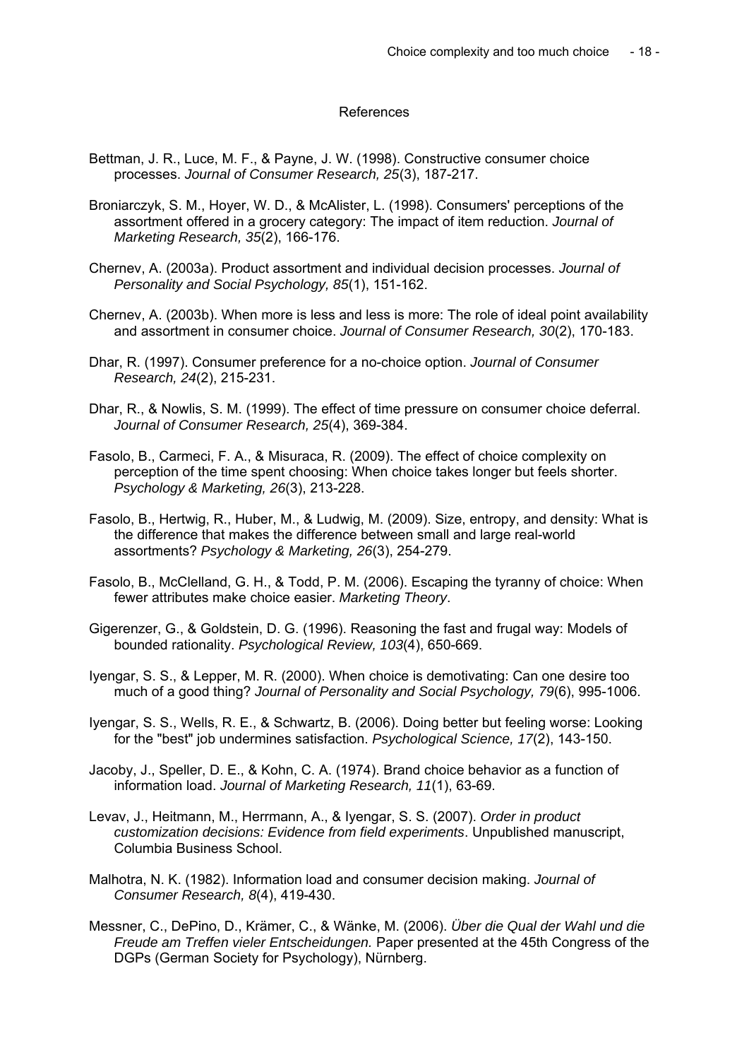# References

Bettman, J. R., Luce, M. F., & Payne, J. W. (1998). Constructive consumer choice processes. *Journal of Consumer Research, 25*(3), 187-217.

Broniarczyk, S. M., Hoyer, W. D., & McAlister, L. (1998). Consumers' perceptions of the assortment offered in a grocery category: The impact of item reduction. *Journal of Marketing Research, 35*(2), 166-176.

Chernev, A. (2003a). Product assortment and individual decision processes. *Journal of Personality and Social Psychology, 85*(1), 151-162.

Chernev, A. (2003b). When more is less and less is more: The role of ideal point availability and assortment in consumer choice. *Journal of Consumer Research, 30*(2), 170-183.

Dhar, R. (1997). Consumer preference for a no-choice option. *Journal of Consumer Research, 24*(2), 215-231.

Dhar, R., & Nowlis, S. M. (1999). The effect of time pressure on consumer choice deferral. *Journal of Consumer Research, 25*(4), 369-384.

Fasolo, B., Carmeci, F. A., & Misuraca, R. (2009). The effect of choice complexity on perception of the time spent choosing: When choice takes longer but feels shorter. *Psychology & Marketing, 26*(3), 213-228.

Fasolo, B., Hertwig, R., Huber, M., & Ludwig, M. (2009). Size, entropy, and density: What is the difference that makes the difference between small and large real-world assortments? *Psychology & Marketing, 26*(3), 254-279.

Fasolo, B., McClelland, G. H., & Todd, P. M. (2006). Escaping the tyranny of choice: When fewer attributes make choice easier. *Marketing Theory*.

Gigerenzer, G., & Goldstein, D. G. (1996). Reasoning the fast and frugal way: Models of bounded rationality. *Psychological Review, 103*(4), 650-669.

Iyengar, S. S., & Lepper, M. R. (2000). When choice is demotivating: Can one desire too much of a good thing? *Journal of Personality and Social Psychology, 79*(6), 995-1006.

Iyengar, S. S., Wells, R. E., & Schwartz, B. (2006). Doing better but feeling worse: Looking for the "best" job undermines satisfaction. *Psychological Science, 17*(2), 143-150.

Jacoby, J., Speller, D. E., & Kohn, C. A. (1974). Brand choice behavior as a function of information load. *Journal of Marketing Research, 11*(1), 63-69.

Levav, J., Heitmann, M., Herrmann, A., & Iyengar, S. S. (2007). *Order in product customization decisions: Evidence from field experiments*. Unpublished manuscript, Columbia Business School.

Malhotra, N. K. (1982). Information load and consumer decision making. *Journal of Consumer Research, 8*(4), 419-430.

Messner, C., DePino, D., Krämer, C., & Wänke, M. (2006). *Über die Qual der Wahl und die Freude am Treffen vieler Entscheidungen.* Paper presented at the 45th Congress of the DGPs (German Society for Psychology), Nürnberg.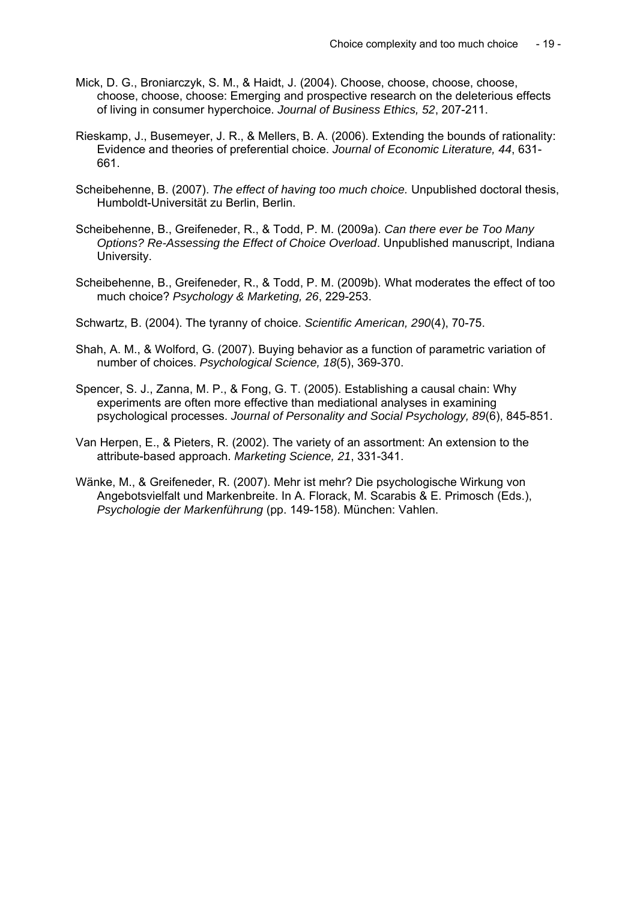Mick, D. G., Broniarczyk, S. M., & Haidt, J. (2004). Choose, choose, choose, choose, choose, choose, choose: Emerging and prospective research on the deleterious effects of living in consumer hyperchoice. *Journal of Business Ethics, 52*, 207-211.

Rieskamp, J., Busemeyer, J. R., & Mellers, B. A. (2006). Extending the bounds of rationality: Evidence and theories of preferential choice. *Journal of Economic Literature, 44*, 631-661.

Scheibehenne, B. (2007). *The effect of having too much choice.* Unpublished doctoral thesis, Humboldt-Universität zu Berlin, Berlin.

Scheibehenne, B., Greifeneder, R., & Todd, P. M. (2009a). *Can there ever be Too Many Options? Re-Assessing the Effect of Choice Overload*. Unpublished manuscript, Indiana University.

Scheibehenne, B., Greifeneder, R., & Todd, P. M. (2009b). What moderates the effect of too much choice? *Psychology & Marketing, 26*, 229-253.

Schwartz, B. (2004). The tyranny of choice. *Scientific American, 290*(4), 70-75.

Shah, A. M., & Wolford, G. (2007). Buying behavior as a function of parametric variation of number of choices. *Psychological Science, 18*(5), 369-370.

Spencer, S. J., Zanna, M. P., & Fong, G. T. (2005). Establishing a causal chain: Why experiments are often more effective than mediational analyses in examining psychological processes. *Journal of Personality and Social Psychology, 89*(6), 845-851.

Van Herpen, E., & Pieters, R. (2002). The variety of an assortment: An extension to the attribute-based approach. *Marketing Science, 21*, 331-341.

Wänke, M., & Greifeneder, R. (2007). Mehr ist mehr? Die psychologische Wirkung von Angebotsvielfalt und Markenbreite. In A. Florack, M. Scarabis & E. Primosch (Eds.), *Psychologie der Markenführung* (pp. 149-158). München: Vahlen.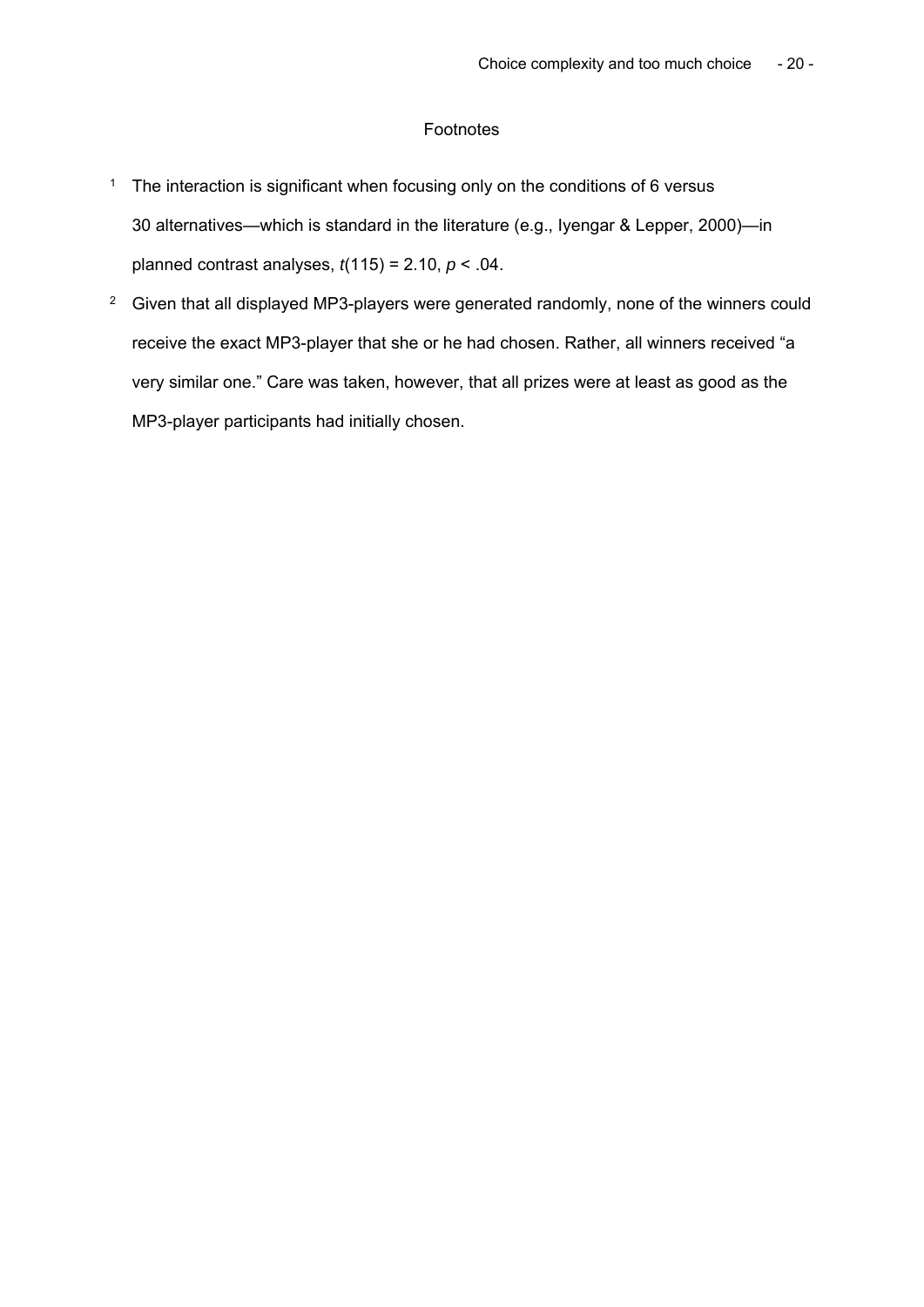## Footnotes

[1] The interaction is significant when focusing only on the conditions of 6 versus 30 alternatives—which is standard in the literature (e.g., Iyengar & Lepper, 2000)—in planned contrast analyses, $t(115) = 2.10$, $p < .04$.

[2] Given that all displayed MP3-players were generated randomly, none of the winners could receive the exact MP3-player that she or he had chosen. Rather, all winners received "a very similar one." Care was taken, however, that all prizes were at least as good as the MP3-player participants had initially chosen.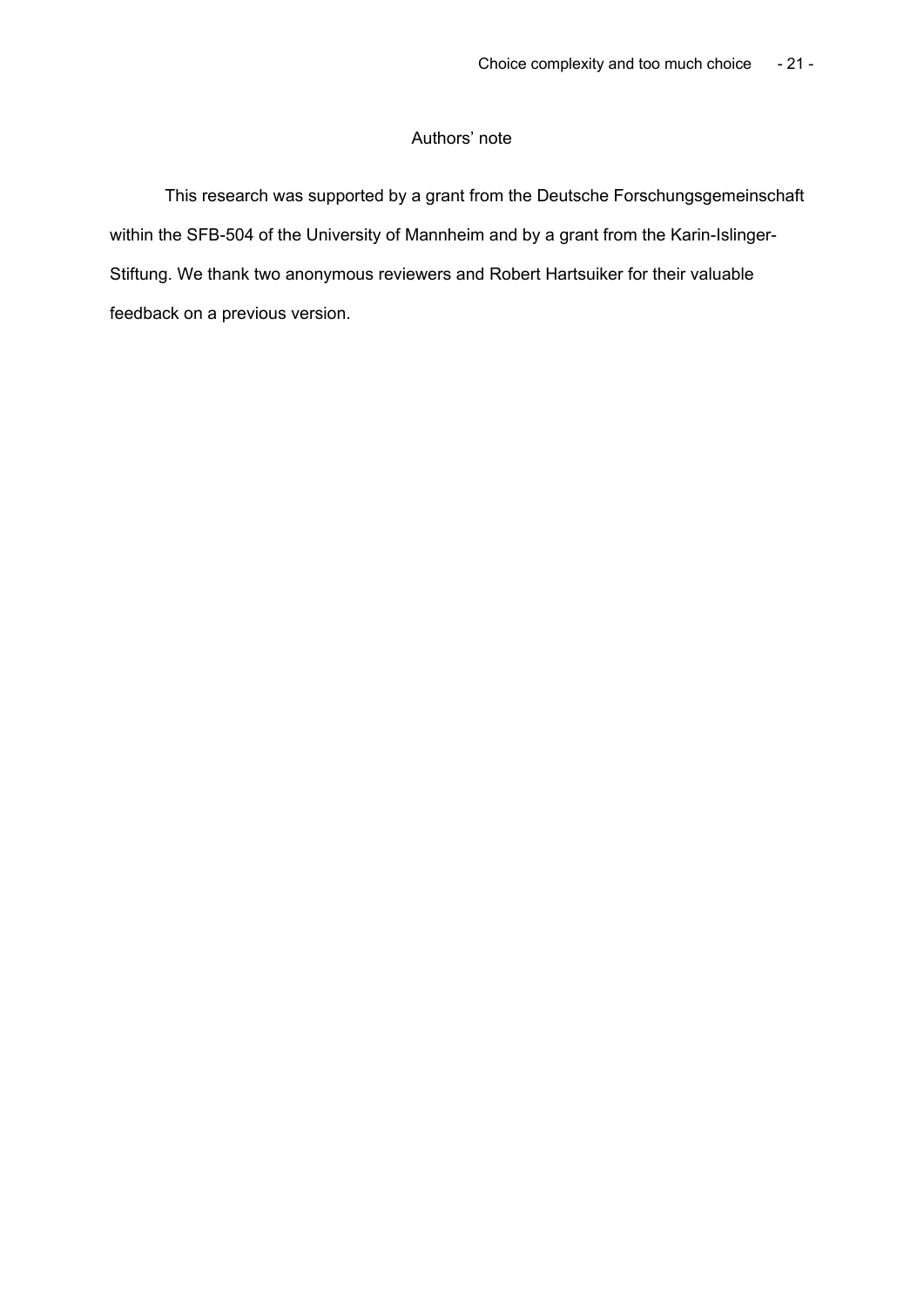## Authors' note

This research was supported by a grant from the Deutsche Forschungsgemeinschaft within the SFB-504 of the University of Mannheim and by a grant from the Karin-Islinger-Stiftung. We thank two anonymous reviewers and Robert Hartsuiker for their valuable feedback on a previous version.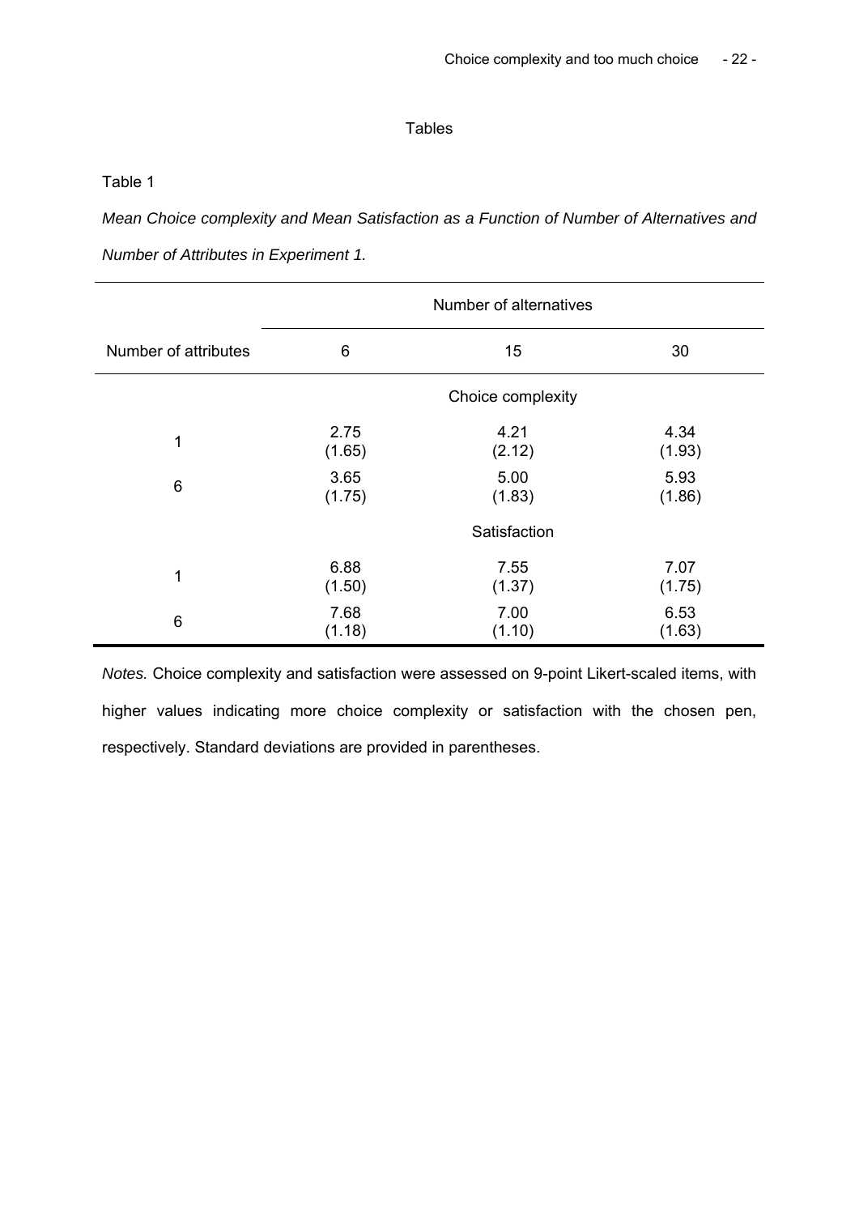Tables

Table 1

*Mean Choice complexity and Mean Satisfaction as a Function of Number of Alternatives and Number of Attributes in Experiment 1.*

| | Number of alternatives | | |
|---|---|---|---|
| Number of attributes | 6 | 15 | 30 |
| | | Choice complexity | |
| 1 | 2.75 (1.65) | 4.21 (2.12) | 4.34 (1.93) |
| 6 | 3.65 (1.75) | 5.00 (1.83) | 5.93 (1.86) |
| | | Satisfaction | |
| 1 | 6.88 (1.50) | 7.55 (1.37) | 7.07 (1.75) |
| 6 | 7.68 (1.18) | 7.00 (1.10) | 6.53 (1.63) |

*Notes.* Choice complexity and satisfaction were assessed on 9-point Likert-scaled items, with higher values indicating more choice complexity or satisfaction with the chosen pen, respectively. Standard deviations are provided in parentheses.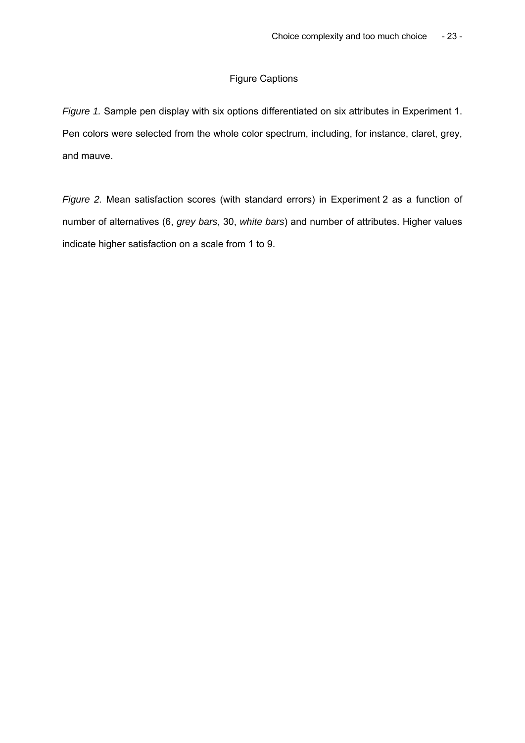# Figure Captions

*Figure 1.* Sample pen display with six options differentiated on six attributes in Experiment 1. Pen colors were selected from the whole color spectrum, including, for instance, claret, grey, and mauve.

*Figure 2.* Mean satisfaction scores (with standard errors) in Experiment 2 as a function of number of alternatives (6, *grey bars*, 30, *white bars*) and number of attributes. Higher values indicate higher satisfaction on a scale from 1 to 9.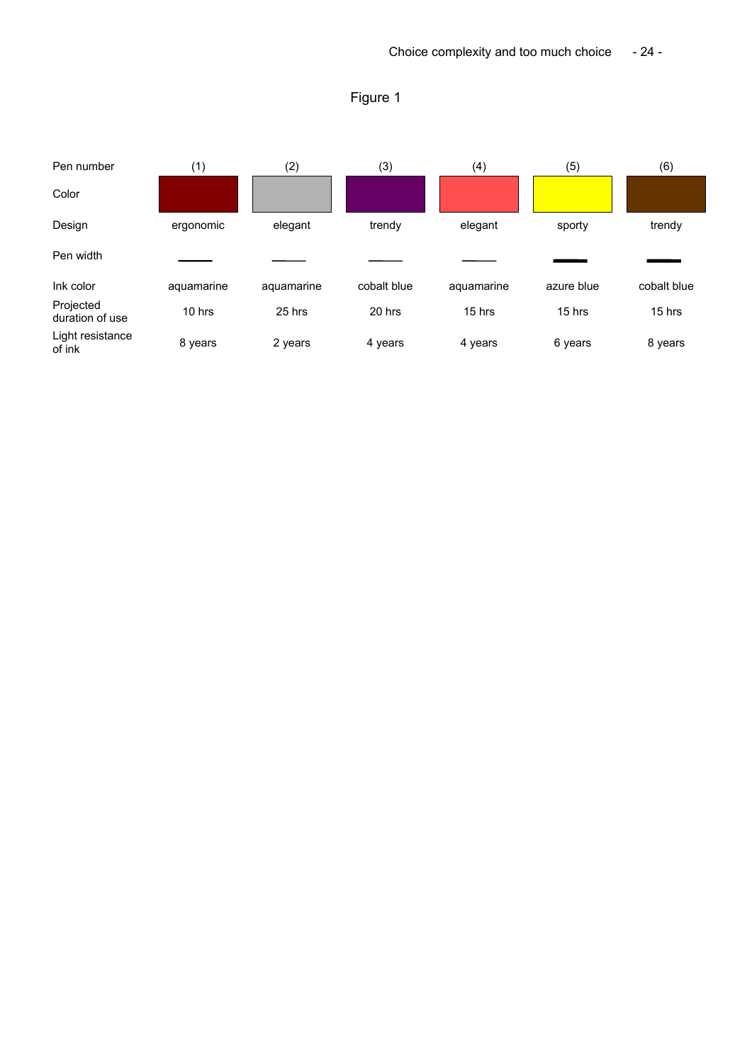Figure 1

| Pen number | (1) | (2) | (3) | (4) | (5) | (6) |
|---|---|---|---|---|---|---|
| Color | | | | | | |
| Design | ergonomic | elegant | trendy | elegant | sporty | trendy |
| Pen width | | | | | | |
| Ink color | aquamarine | aquamarine | cobalt blue | aquamarine | azure blue | cobalt blue |
| Projected duration of use | 10 hrs | 25 hrs | 20 hrs | 15 hrs | 15 hrs | 15 hrs |
| Light resistance of ink | 8 years | 2 years | 4 years | 4 years | 6 years | 8 years |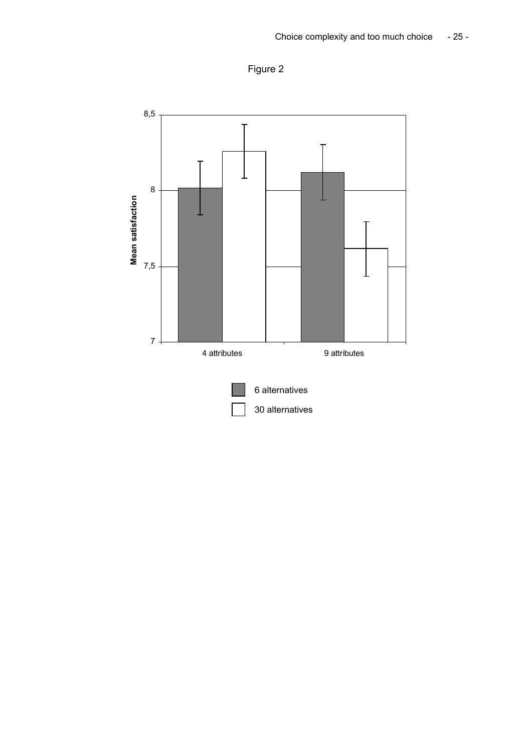Figure 2

Mean satisfaction

8,5

8

7,5

7

4 attributes

9 attributes

6 alternatives

30 alternatives